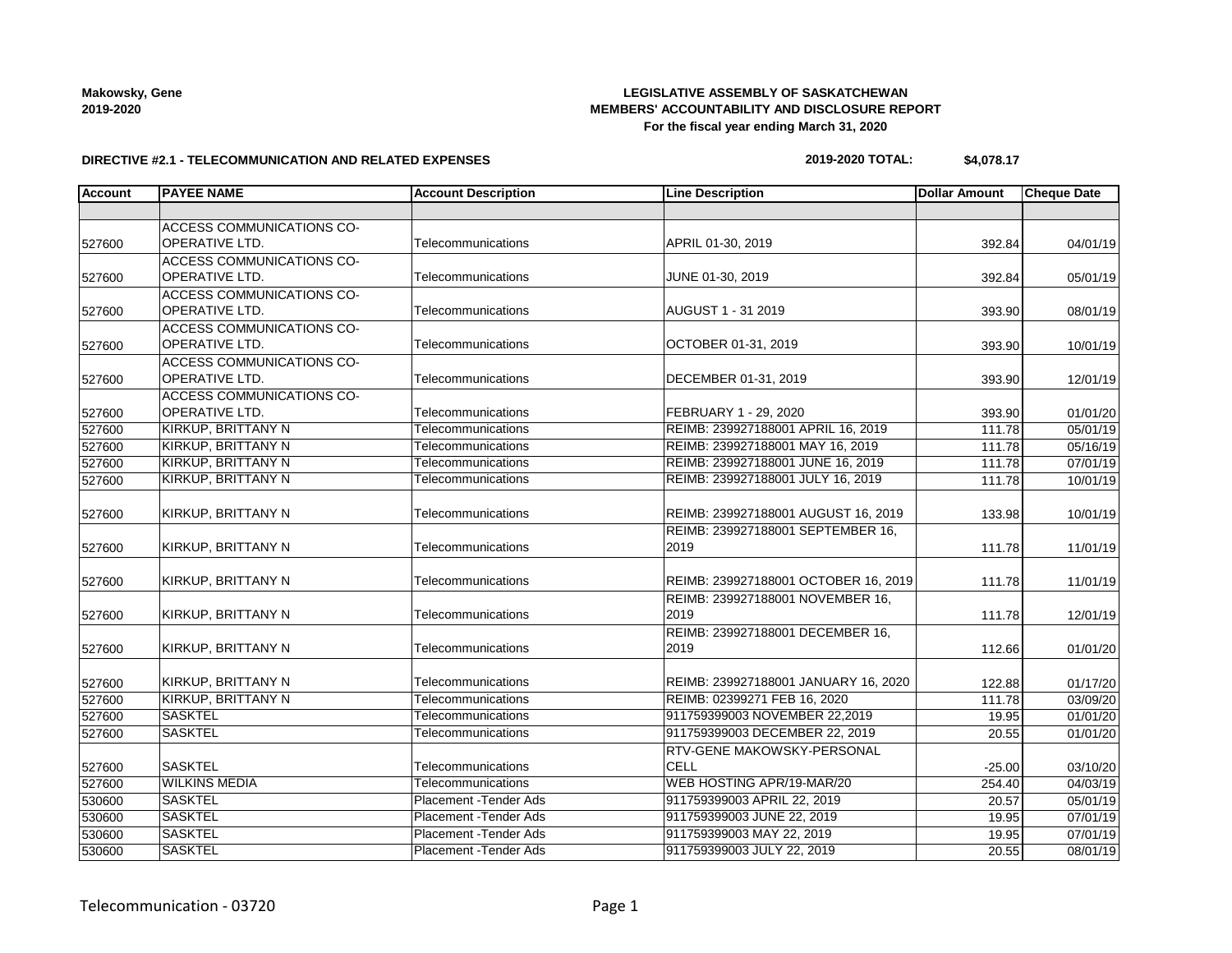**Makowsky, Gene**
**2019-2020**

**LEGISLATIVE ASSEMBLY OF SASKATCHEWAN**
**MEMBERS' ACCOUNTABILITY AND DISCLOSURE REPORT**
**For the fiscal year ending March 31, 2020**

**DIRECTIVE #2.1 - TELECOMMUNICATION AND RELATED EXPENSES**

**2019-2020 TOTAL: $4,078.17**

| Account | PAYEE NAME | Account Description | Line Description | Dollar Amount | Cheque Date |
|---|---|---|---|---|---|
| | | | | | |
| 527600 | ACCESS COMMUNICATIONS CO-OPERATIVE LTD. | Telecommunications | APRIL 01-30, 2019 | 392.84 | 04/01/19 |
| 527600 | ACCESS COMMUNICATIONS CO-OPERATIVE LTD. | Telecommunications | JUNE 01-30, 2019 | 392.84 | 05/01/19 |
| 527600 | ACCESS COMMUNICATIONS CO-OPERATIVE LTD. | Telecommunications | AUGUST 1 - 31 2019 | 393.90 | 08/01/19 |
| 527600 | ACCESS COMMUNICATIONS CO-OPERATIVE LTD. | Telecommunications | OCTOBER 01-31, 2019 | 393.90 | 10/01/19 |
| 527600 | ACCESS COMMUNICATIONS CO-OPERATIVE LTD. | Telecommunications | DECEMBER 01-31, 2019 | 393.90 | 12/01/19 |
| 527600 | ACCESS COMMUNICATIONS CO-OPERATIVE LTD. | Telecommunications | FEBRUARY 1 - 29, 2020 | 393.90 | 01/01/20 |
| 527600 | KIRKUP, BRITTANY N | Telecommunications | REIMB: 239927188001 APRIL 16, 2019 | 111.78 | 05/01/19 |
| 527600 | KIRKUP, BRITTANY N | Telecommunications | REIMB: 239927188001 MAY 16, 2019 | 111.78 | 05/16/19 |
| 527600 | KIRKUP, BRITTANY N | Telecommunications | REIMB: 239927188001 JUNE 16, 2019 | 111.78 | 07/01/19 |
| 527600 | KIRKUP, BRITTANY N | Telecommunications | REIMB: 239927188001 JULY 16, 2019 | 111.78 | 10/01/19 |
| 527600 | KIRKUP, BRITTANY N | Telecommunications | REIMB: 239927188001 AUGUST 16, 2019 | 133.98 | 10/01/19 |
| 527600 | KIRKUP, BRITTANY N | Telecommunications | REIMB: 239927188001 SEPTEMBER 16, 2019 | 111.78 | 11/01/19 |
| 527600 | KIRKUP, BRITTANY N | Telecommunications | REIMB: 239927188001 OCTOBER 16, 2019 | 111.78 | 11/01/19 |
| 527600 | KIRKUP, BRITTANY N | Telecommunications | REIMB: 239927188001 NOVEMBER 16, 2019 | 111.78 | 12/01/19 |
| 527600 | KIRKUP, BRITTANY N | Telecommunications | REIMB: 239927188001 DECEMBER 16, 2019 | 112.66 | 01/01/20 |
| 527600 | KIRKUP, BRITTANY N | Telecommunications | REIMB: 239927188001 JANUARY 16, 2020 | 122.88 | 01/17/20 |
| 527600 | KIRKUP, BRITTANY N | Telecommunications | REIMB: 02399271 FEB 16, 2020 | 111.78 | 03/09/20 |
| 527600 | SASKTEL | Telecommunications | 911759399003 NOVEMBER 22,2019 | 19.95 | 01/01/20 |
| 527600 | SASKTEL | Telecommunications | 911759399003 DECEMBER 22, 2019 | 20.55 | 01/01/20 |
| 527600 | SASKTEL | Telecommunications | RTV-GENE MAKOWSKY-PERSONAL CELL | -25.00 | 03/10/20 |
| 527600 | WILKINS MEDIA | Telecommunications | WEB HOSTING APR/19-MAR/20 | 254.40 | 04/03/19 |
| 530600 | SASKTEL | Placement -Tender Ads | 911759399003 APRIL 22, 2019 | 20.57 | 05/01/19 |
| 530600 | SASKTEL | Placement -Tender Ads | 911759399003 JUNE 22, 2019 | 19.95 | 07/01/19 |
| 530600 | SASKTEL | Placement -Tender Ads | 911759399003 MAY 22, 2019 | 19.95 | 07/01/19 |
| 530600 | SASKTEL | Placement -Tender Ads | 911759399003 JULY 22, 2019 | 20.55 | 08/01/19 |

Telecommunication - 03720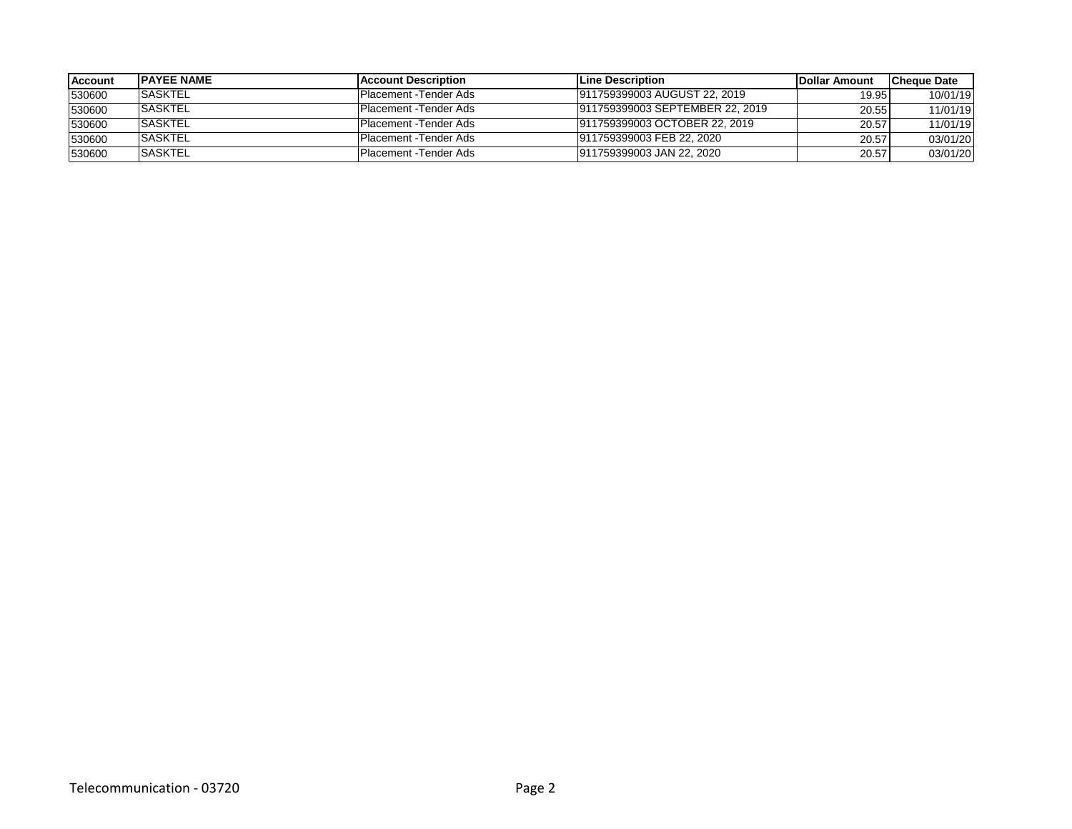| Account | PAYEE NAME | Account Description | Line Description | Dollar Amount | Cheque Date |
|---|---|---|---|---|---|
| 530600 | SASKTEL | Placement -Tender Ads | 911759399003 AUGUST 22, 2019 | 19.95 | 10/01/19 |
| 530600 | SASKTEL | Placement -Tender Ads | 911759399003 SEPTEMBER 22, 2019 | 20.55 | 11/01/19 |
| 530600 | SASKTEL | Placement -Tender Ads | 911759399003 OCTOBER 22, 2019 | 20.57 | 11/01/19 |
| 530600 | SASKTEL | Placement -Tender Ads | 911759399003 FEB 22, 2020 | 20.57 | 03/01/20 |
| 530600 | SASKTEL | Placement -Tender Ads | 911759399003 JAN 22, 2020 | 20.57 | 03/01/20 |

Telecommunication - 03720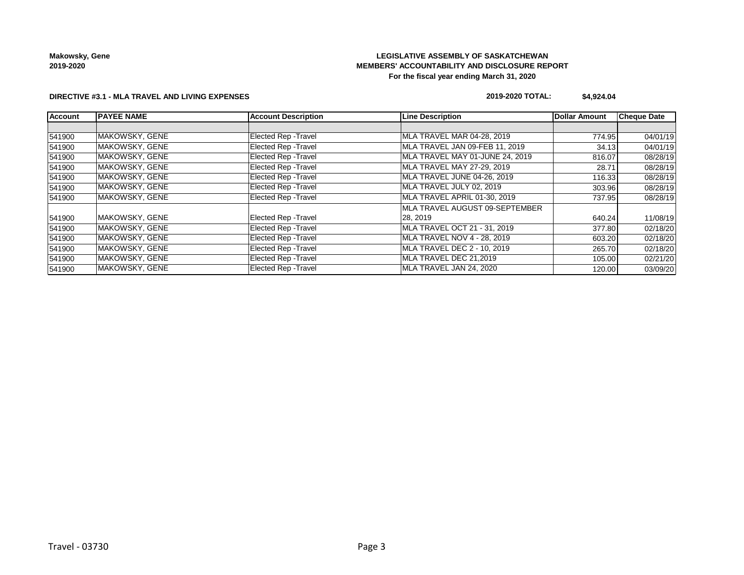**Makowsky, Gene**
**2019-2020**

**LEGISLATIVE ASSEMBLY OF SASKATCHEWAN**
**MEMBERS' ACCOUNTABILITY AND DISCLOSURE REPORT**
**For the fiscal year ending March 31, 2020**

**DIRECTIVE #3.1 - MLA TRAVEL AND LIVING EXPENSES**

**2019-2020 TOTAL: $4,924.04**

| Account | PAYEE NAME | Account Description | Line Description | Dollar Amount | Cheque Date |
|---|---|---|---|---|---|
| | | | | | |
| 541900 | MAKOWSKY, GENE | Elected Rep -Travel | MLA TRAVEL MAR 04-28, 2019 | 774.95 | 04/01/19 |
| 541900 | MAKOWSKY, GENE | Elected Rep -Travel | MLA TRAVEL JAN 09-FEB 11, 2019 | 34.13 | 04/01/19 |
| 541900 | MAKOWSKY, GENE | Elected Rep -Travel | MLA TRAVEL MAY 01-JUNE 24, 2019 | 816.07 | 08/28/19 |
| 541900 | MAKOWSKY, GENE | Elected Rep -Travel | MLA TRAVEL MAY 27-29, 2019 | 28.71 | 08/28/19 |
| 541900 | MAKOWSKY, GENE | Elected Rep -Travel | MLA TRAVEL JUNE 04-26, 2019 | 116.33 | 08/28/19 |
| 541900 | MAKOWSKY, GENE | Elected Rep -Travel | MLA TRAVEL JULY 02, 2019 | 303.96 | 08/28/19 |
| 541900 | MAKOWSKY, GENE | Elected Rep -Travel | MLA TRAVEL APRIL 01-30, 2019 | 737.95 | 08/28/19 |
| 541900 | MAKOWSKY, GENE | Elected Rep -Travel | MLA TRAVEL AUGUST 09-SEPTEMBER 28, 2019 | 640.24 | 11/08/19 |
| 541900 | MAKOWSKY, GENE | Elected Rep -Travel | MLA TRAVEL OCT 21 - 31, 2019 | 377.80 | 02/18/20 |
| 541900 | MAKOWSKY, GENE | Elected Rep -Travel | MLA TRAVEL NOV 4 - 28, 2019 | 603.20 | 02/18/20 |
| 541900 | MAKOWSKY, GENE | Elected Rep -Travel | MLA TRAVEL DEC 2 - 10, 2019 | 265.70 | 02/18/20 |
| 541900 | MAKOWSKY, GENE | Elected Rep -Travel | MLA TRAVEL DEC 21,2019 | 105.00 | 02/21/20 |
| 541900 | MAKOWSKY, GENE | Elected Rep -Travel | MLA TRAVEL JAN 24, 2020 | 120.00 | 03/09/20 |

Travel - 03730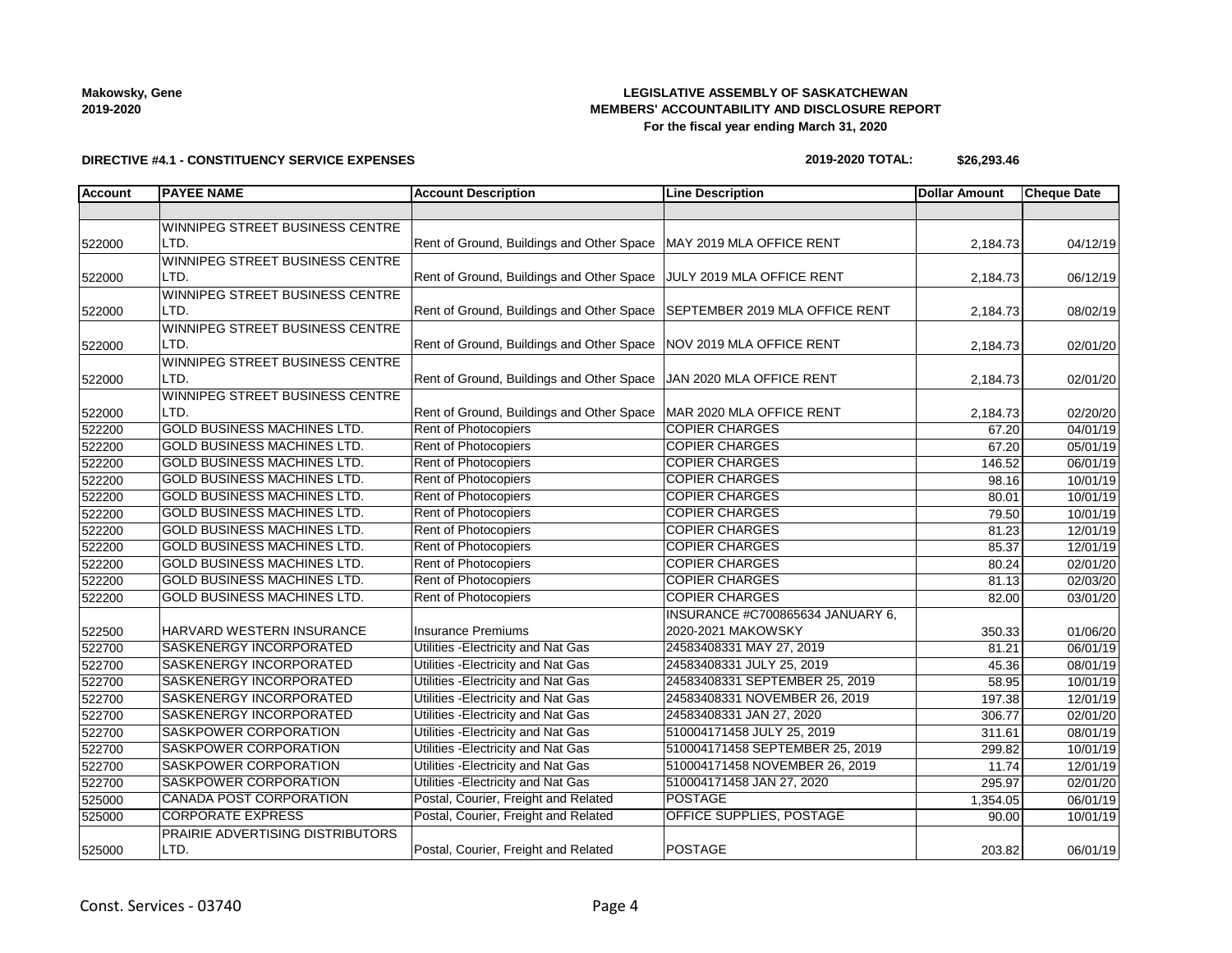**Makowsky, Gene**
**2019-2020**

**LEGISLATIVE ASSEMBLY OF SASKATCHEWAN**
**MEMBERS' ACCOUNTABILITY AND DISCLOSURE REPORT**
**For the fiscal year ending March 31, 2020**

**DIRECTIVE #4.1 - CONSTITUENCY SERVICE EXPENSES**

**2019-2020 TOTAL: $26,293.46**

| Account | PAYEE NAME | Account Description | Line Description | Dollar Amount | Cheque Date |
|---|---|---|---|---|---|
| | | | | | |
| 522000 | WINNIPEG STREET BUSINESS CENTRE LTD. | Rent of Ground, Buildings and Other Space | MAY 2019 MLA OFFICE RENT | 2,184.73 | 04/12/19 |
| 522000 | WINNIPEG STREET BUSINESS CENTRE LTD. | Rent of Ground, Buildings and Other Space | JULY 2019 MLA OFFICE RENT | 2,184.73 | 06/12/19 |
| 522000 | WINNIPEG STREET BUSINESS CENTRE LTD. | Rent of Ground, Buildings and Other Space | SEPTEMBER 2019 MLA OFFICE RENT | 2,184.73 | 08/02/19 |
| 522000 | WINNIPEG STREET BUSINESS CENTRE LTD. | Rent of Ground, Buildings and Other Space | NOV 2019 MLA OFFICE RENT | 2,184.73 | 02/01/20 |
| 522000 | WINNIPEG STREET BUSINESS CENTRE LTD. | Rent of Ground, Buildings and Other Space | JAN 2020 MLA OFFICE RENT | 2,184.73 | 02/01/20 |
| 522000 | WINNIPEG STREET BUSINESS CENTRE LTD. | Rent of Ground, Buildings and Other Space | MAR 2020 MLA OFFICE RENT | 2,184.73 | 02/20/20 |
| 522200 | GOLD BUSINESS MACHINES LTD. | Rent of Photocopiers | COPIER CHARGES | 67.20 | 04/01/19 |
| 522200 | GOLD BUSINESS MACHINES LTD. | Rent of Photocopiers | COPIER CHARGES | 67.20 | 05/01/19 |
| 522200 | GOLD BUSINESS MACHINES LTD. | Rent of Photocopiers | COPIER CHARGES | 146.52 | 06/01/19 |
| 522200 | GOLD BUSINESS MACHINES LTD. | Rent of Photocopiers | COPIER CHARGES | 98.16 | 10/01/19 |
| 522200 | GOLD BUSINESS MACHINES LTD. | Rent of Photocopiers | COPIER CHARGES | 80.01 | 10/01/19 |
| 522200 | GOLD BUSINESS MACHINES LTD. | Rent of Photocopiers | COPIER CHARGES | 79.50 | 10/01/19 |
| 522200 | GOLD BUSINESS MACHINES LTD. | Rent of Photocopiers | COPIER CHARGES | 81.23 | 12/01/19 |
| 522200 | GOLD BUSINESS MACHINES LTD. | Rent of Photocopiers | COPIER CHARGES | 85.37 | 12/01/19 |
| 522200 | GOLD BUSINESS MACHINES LTD. | Rent of Photocopiers | COPIER CHARGES | 80.24 | 02/01/20 |
| 522200 | GOLD BUSINESS MACHINES LTD. | Rent of Photocopiers | COPIER CHARGES | 81.13 | 02/03/20 |
| 522200 | GOLD BUSINESS MACHINES LTD. | Rent of Photocopiers | COPIER CHARGES | 82.00 | 03/01/20 |
| 522500 | HARVARD WESTERN INSURANCE | Insurance Premiums | INSURANCE #C700865634 JANUARY 6, 2020-2021 MAKOWSKY | 350.33 | 01/06/20 |
| 522700 | SASKENERGY INCORPORATED | Utilities -Electricity and Nat Gas | 24583408331 MAY 27, 2019 | 81.21 | 06/01/19 |
| 522700 | SASKENERGY INCORPORATED | Utilities -Electricity and Nat Gas | 24583408331 JULY 25, 2019 | 45.36 | 08/01/19 |
| 522700 | SASKENERGY INCORPORATED | Utilities -Electricity and Nat Gas | 24583408331 SEPTEMBER 25, 2019 | 58.95 | 10/01/19 |
| 522700 | SASKENERGY INCORPORATED | Utilities -Electricity and Nat Gas | 24583408331 NOVEMBER 26, 2019 | 197.38 | 12/01/19 |
| 522700 | SASKENERGY INCORPORATED | Utilities -Electricity and Nat Gas | 24583408331 JAN 27, 2020 | 306.77 | 02/01/20 |
| 522700 | SASKPOWER CORPORATION | Utilities -Electricity and Nat Gas | 510004171458 JULY 25, 2019 | 311.61 | 08/01/19 |
| 522700 | SASKPOWER CORPORATION | Utilities -Electricity and Nat Gas | 510004171458 SEPTEMBER 25, 2019 | 299.82 | 10/01/19 |
| 522700 | SASKPOWER CORPORATION | Utilities -Electricity and Nat Gas | 510004171458 NOVEMBER 26, 2019 | 11.74 | 12/01/19 |
| 522700 | SASKPOWER CORPORATION | Utilities -Electricity and Nat Gas | 510004171458 JAN 27, 2020 | 295.97 | 02/01/20 |
| 525000 | CANADA POST CORPORATION | Postal, Courier, Freight and Related | POSTAGE | 1,354.05 | 06/01/19 |
| 525000 | CORPORATE EXPRESS | Postal, Courier, Freight and Related | OFFICE SUPPLIES, POSTAGE | 90.00 | 10/01/19 |
| 525000 | PRAIRIE ADVERTISING DISTRIBUTORS LTD. | Postal, Courier, Freight and Related | POSTAGE | 203.82 | 06/01/19 |

Const. Services - 03740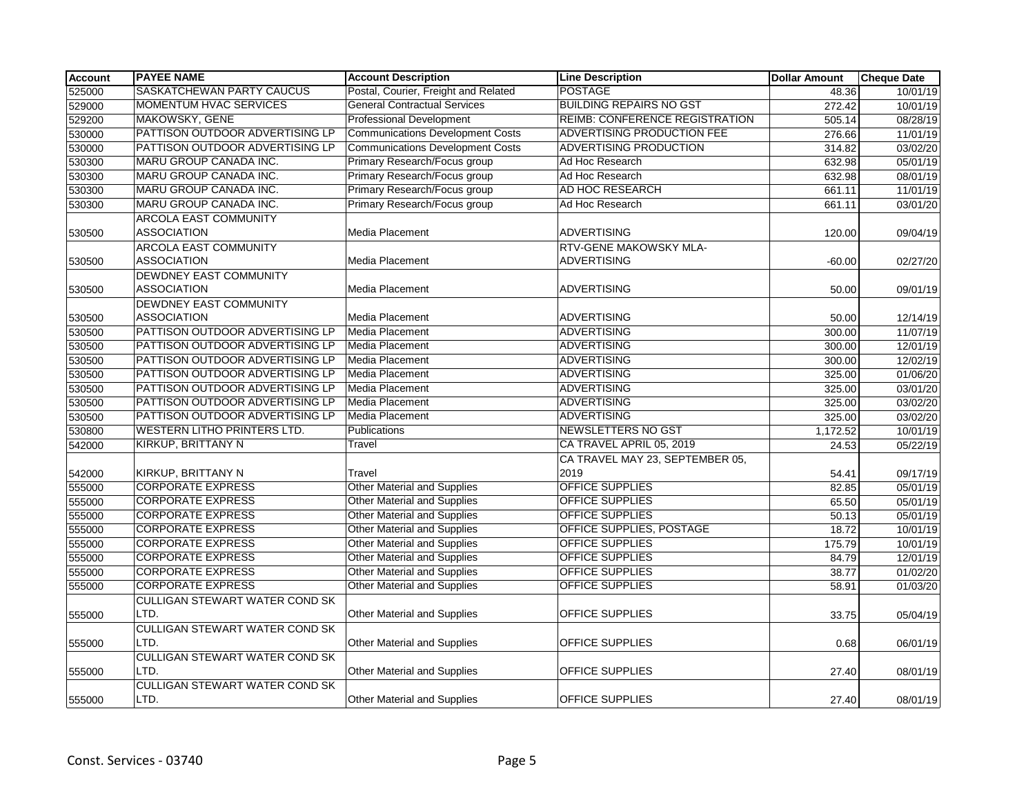| Account | PAYEE NAME | Account Description | Line Description | Dollar Amount | Cheque Date |
|---|---|---|---|---|---|
| 525000 | SASKATCHEWAN PARTY CAUCUS | Postal, Courier, Freight and Related | POSTAGE | 48.36 | 10/01/19 |
| 529000 | MOMENTUM HVAC SERVICES | General Contractual Services | BUILDING REPAIRS NO GST | 272.42 | 10/01/19 |
| 529200 | MAKOWSKY, GENE | Professional Development | REIMB: CONFERENCE REGISTRATION | 505.14 | 08/28/19 |
| 530000 | PATTISON OUTDOOR ADVERTISING LP | Communications Development Costs | ADVERTISING PRODUCTION FEE | 276.66 | 11/01/19 |
| 530000 | PATTISON OUTDOOR ADVERTISING LP | Communications Development Costs | ADVERTISING PRODUCTION | 314.82 | 03/02/20 |
| 530300 | MARU GROUP CANADA INC. | Primary Research/Focus group | Ad Hoc Research | 632.98 | 05/01/19 |
| 530300 | MARU GROUP CANADA INC. | Primary Research/Focus group | Ad Hoc Research | 632.98 | 08/01/19 |
| 530300 | MARU GROUP CANADA INC. | Primary Research/Focus group | AD HOC RESEARCH | 661.11 | 11/01/19 |
| 530300 | MARU GROUP CANADA INC. | Primary Research/Focus group | Ad Hoc Research | 661.11 | 03/01/20 |
| 530500 | ARCOLA EAST COMMUNITY ASSOCIATION | Media Placement | ADVERTISING | 120.00 | 09/04/19 |
| 530500 | ARCOLA EAST COMMUNITY ASSOCIATION | Media Placement | RTV-GENE MAKOWSKY MLA-ADVERTISING | -60.00 | 02/27/20 |
| 530500 | DEWDNEY EAST COMMUNITY ASSOCIATION | Media Placement | ADVERTISING | 50.00 | 09/01/19 |
| 530500 | DEWDNEY EAST COMMUNITY ASSOCIATION | Media Placement | ADVERTISING | 50.00 | 12/14/19 |
| 530500 | PATTISON OUTDOOR ADVERTISING LP | Media Placement | ADVERTISING | 300.00 | 11/07/19 |
| 530500 | PATTISON OUTDOOR ADVERTISING LP | Media Placement | ADVERTISING | 300.00 | 12/01/19 |
| 530500 | PATTISON OUTDOOR ADVERTISING LP | Media Placement | ADVERTISING | 300.00 | 12/02/19 |
| 530500 | PATTISON OUTDOOR ADVERTISING LP | Media Placement | ADVERTISING | 325.00 | 01/06/20 |
| 530500 | PATTISON OUTDOOR ADVERTISING LP | Media Placement | ADVERTISING | 325.00 | 03/01/20 |
| 530500 | PATTISON OUTDOOR ADVERTISING LP | Media Placement | ADVERTISING | 325.00 | 03/02/20 |
| 530500 | PATTISON OUTDOOR ADVERTISING LP | Media Placement | ADVERTISING | 325.00 | 03/02/20 |
| 530800 | WESTERN LITHO PRINTERS LTD. | Publications | NEWSLETTERS NO GST | 1,172.52 | 10/01/19 |
| 542000 | KIRKUP, BRITTANY N | Travel | CA TRAVEL APRIL 05, 2019 | 24.53 | 05/22/19 |
| 542000 | KIRKUP, BRITTANY N | Travel | CA TRAVEL MAY 23, SEPTEMBER 05, 2019 | 54.41 | 09/17/19 |
| 555000 | CORPORATE EXPRESS | Other Material and Supplies | OFFICE SUPPLIES | 82.85 | 05/01/19 |
| 555000 | CORPORATE EXPRESS | Other Material and Supplies | OFFICE SUPPLIES | 65.50 | 05/01/19 |
| 555000 | CORPORATE EXPRESS | Other Material and Supplies | OFFICE SUPPLIES | 50.13 | 05/01/19 |
| 555000 | CORPORATE EXPRESS | Other Material and Supplies | OFFICE SUPPLIES, POSTAGE | 18.72 | 10/01/19 |
| 555000 | CORPORATE EXPRESS | Other Material and Supplies | OFFICE SUPPLIES | 175.79 | 10/01/19 |
| 555000 | CORPORATE EXPRESS | Other Material and Supplies | OFFICE SUPPLIES | 84.79 | 12/01/19 |
| 555000 | CORPORATE EXPRESS | Other Material and Supplies | OFFICE SUPPLIES | 38.77 | 01/02/20 |
| 555000 | CORPORATE EXPRESS | Other Material and Supplies | OFFICE SUPPLIES | 58.91 | 01/03/20 |
| 555000 | CULLIGAN STEWART WATER COND SK LTD. | Other Material and Supplies | OFFICE SUPPLIES | 33.75 | 05/04/19 |
| 555000 | CULLIGAN STEWART WATER COND SK LTD. | Other Material and Supplies | OFFICE SUPPLIES | 0.68 | 06/01/19 |
| 555000 | CULLIGAN STEWART WATER COND SK LTD. | Other Material and Supplies | OFFICE SUPPLIES | 27.40 | 08/01/19 |
| 555000 | CULLIGAN STEWART WATER COND SK LTD. | Other Material and Supplies | OFFICE SUPPLIES | 27.40 | 08/01/19 |

Const. Services - 03740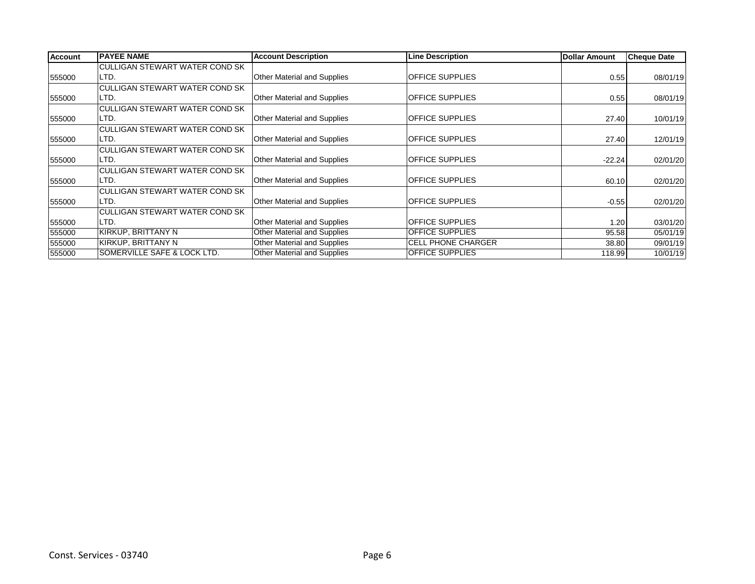| Account | PAYEE NAME | Account Description | Line Description | Dollar Amount | Cheque Date |
|---|---|---|---|---|---|
| 555000 | CULLIGAN STEWART WATER COND SK LTD. | Other Material and Supplies | OFFICE SUPPLIES | 0.55 | 08/01/19 |
| 555000 | CULLIGAN STEWART WATER COND SK LTD. | Other Material and Supplies | OFFICE SUPPLIES | 0.55 | 08/01/19 |
| 555000 | CULLIGAN STEWART WATER COND SK LTD. | Other Material and Supplies | OFFICE SUPPLIES | 27.40 | 10/01/19 |
| 555000 | CULLIGAN STEWART WATER COND SK LTD. | Other Material and Supplies | OFFICE SUPPLIES | 27.40 | 12/01/19 |
| 555000 | CULLIGAN STEWART WATER COND SK LTD. | Other Material and Supplies | OFFICE SUPPLIES | -22.24 | 02/01/20 |
| 555000 | CULLIGAN STEWART WATER COND SK LTD. | Other Material and Supplies | OFFICE SUPPLIES | 60.10 | 02/01/20 |
| 555000 | CULLIGAN STEWART WATER COND SK LTD. | Other Material and Supplies | OFFICE SUPPLIES | -0.55 | 02/01/20 |
| 555000 | CULLIGAN STEWART WATER COND SK LTD. | Other Material and Supplies | OFFICE SUPPLIES | 1.20 | 03/01/20 |
| 555000 | KIRKUP, BRITTANY N | Other Material and Supplies | OFFICE SUPPLIES | 95.58 | 05/01/19 |
| 555000 | KIRKUP, BRITTANY N | Other Material and Supplies | CELL PHONE CHARGER | 38.80 | 09/01/19 |
| 555000 | SOMERVILLE SAFE & LOCK LTD. | Other Material and Supplies | OFFICE SUPPLIES | 118.99 | 10/01/19 |

Const. Services - 03740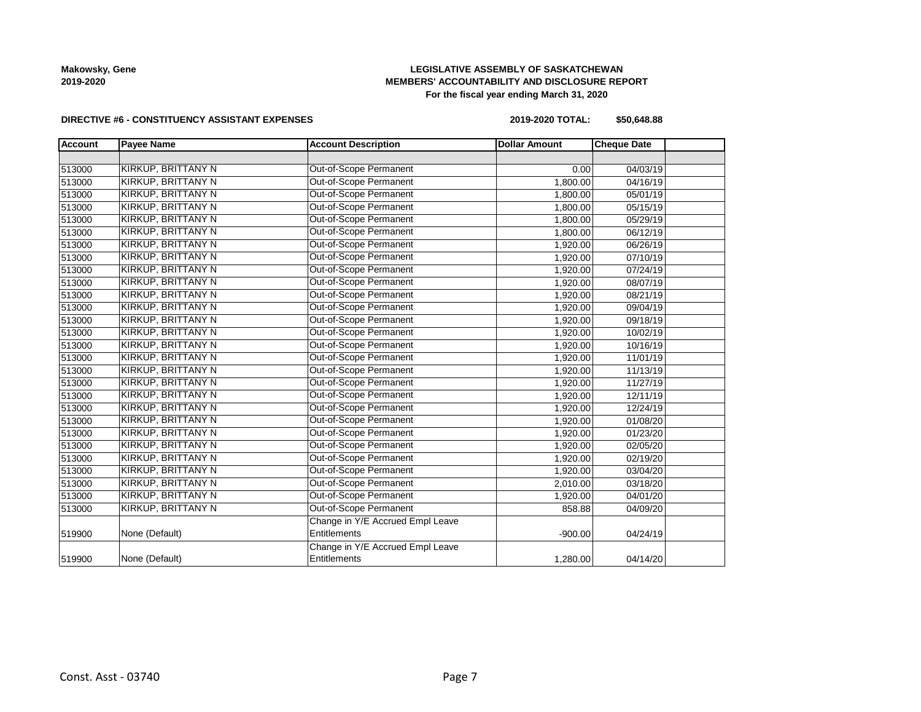**Makowsky, Gene**
**2019-2020**

**LEGISLATIVE ASSEMBLY OF SASKATCHEWAN**
**MEMBERS' ACCOUNTABILITY AND DISCLOSURE REPORT**
**For the fiscal year ending March 31, 2020**

**DIRECTIVE #6 - CONSTITUENCY ASSISTANT EXPENSES**

**2019-2020 TOTAL: $50,648.88**

| Account | Payee Name | Account Description | Dollar Amount | Cheque Date | |
|---|---|---|---|---|---|
| | | | | | |
| 513000 | KIRKUP, BRITTANY N | Out-of-Scope Permanent | 0.00 | 04/03/19 | |
| 513000 | KIRKUP, BRITTANY N | Out-of-Scope Permanent | 1,800.00 | 04/16/19 | |
| 513000 | KIRKUP, BRITTANY N | Out-of-Scope Permanent | 1,800.00 | 05/01/19 | |
| 513000 | KIRKUP, BRITTANY N | Out-of-Scope Permanent | 1,800.00 | 05/15/19 | |
| 513000 | KIRKUP, BRITTANY N | Out-of-Scope Permanent | 1,800.00 | 05/29/19 | |
| 513000 | KIRKUP, BRITTANY N | Out-of-Scope Permanent | 1,800.00 | 06/12/19 | |
| 513000 | KIRKUP, BRITTANY N | Out-of-Scope Permanent | 1,920.00 | 06/26/19 | |
| 513000 | KIRKUP, BRITTANY N | Out-of-Scope Permanent | 1,920.00 | 07/10/19 | |
| 513000 | KIRKUP, BRITTANY N | Out-of-Scope Permanent | 1,920.00 | 07/24/19 | |
| 513000 | KIRKUP, BRITTANY N | Out-of-Scope Permanent | 1,920.00 | 08/07/19 | |
| 513000 | KIRKUP, BRITTANY N | Out-of-Scope Permanent | 1,920.00 | 08/21/19 | |
| 513000 | KIRKUP, BRITTANY N | Out-of-Scope Permanent | 1,920.00 | 09/04/19 | |
| 513000 | KIRKUP, BRITTANY N | Out-of-Scope Permanent | 1,920.00 | 09/18/19 | |
| 513000 | KIRKUP, BRITTANY N | Out-of-Scope Permanent | 1,920.00 | 10/02/19 | |
| 513000 | KIRKUP, BRITTANY N | Out-of-Scope Permanent | 1,920.00 | 10/16/19 | |
| 513000 | KIRKUP, BRITTANY N | Out-of-Scope Permanent | 1,920.00 | 11/01/19 | |
| 513000 | KIRKUP, BRITTANY N | Out-of-Scope Permanent | 1,920.00 | 11/13/19 | |
| 513000 | KIRKUP, BRITTANY N | Out-of-Scope Permanent | 1,920.00 | 11/27/19 | |
| 513000 | KIRKUP, BRITTANY N | Out-of-Scope Permanent | 1,920.00 | 12/11/19 | |
| 513000 | KIRKUP, BRITTANY N | Out-of-Scope Permanent | 1,920.00 | 12/24/19 | |
| 513000 | KIRKUP, BRITTANY N | Out-of-Scope Permanent | 1,920.00 | 01/08/20 | |
| 513000 | KIRKUP, BRITTANY N | Out-of-Scope Permanent | 1,920.00 | 01/23/20 | |
| 513000 | KIRKUP, BRITTANY N | Out-of-Scope Permanent | 1,920.00 | 02/05/20 | |
| 513000 | KIRKUP, BRITTANY N | Out-of-Scope Permanent | 1,920.00 | 02/19/20 | |
| 513000 | KIRKUP, BRITTANY N | Out-of-Scope Permanent | 1,920.00 | 03/04/20 | |
| 513000 | KIRKUP, BRITTANY N | Out-of-Scope Permanent | 2,010.00 | 03/18/20 | |
| 513000 | KIRKUP, BRITTANY N | Out-of-Scope Permanent | 1,920.00 | 04/01/20 | |
| 513000 | KIRKUP, BRITTANY N | Out-of-Scope Permanent | 858.88 | 04/09/20 | |
| 519900 | None (Default) | Change in Y/E Accrued Empl Leave Entitlements | -900.00 | 04/24/19 | |
| 519900 | None (Default) | Change in Y/E Accrued Empl Leave Entitlements | 1,280.00 | 04/14/20 | |

Const. Asst - 03740